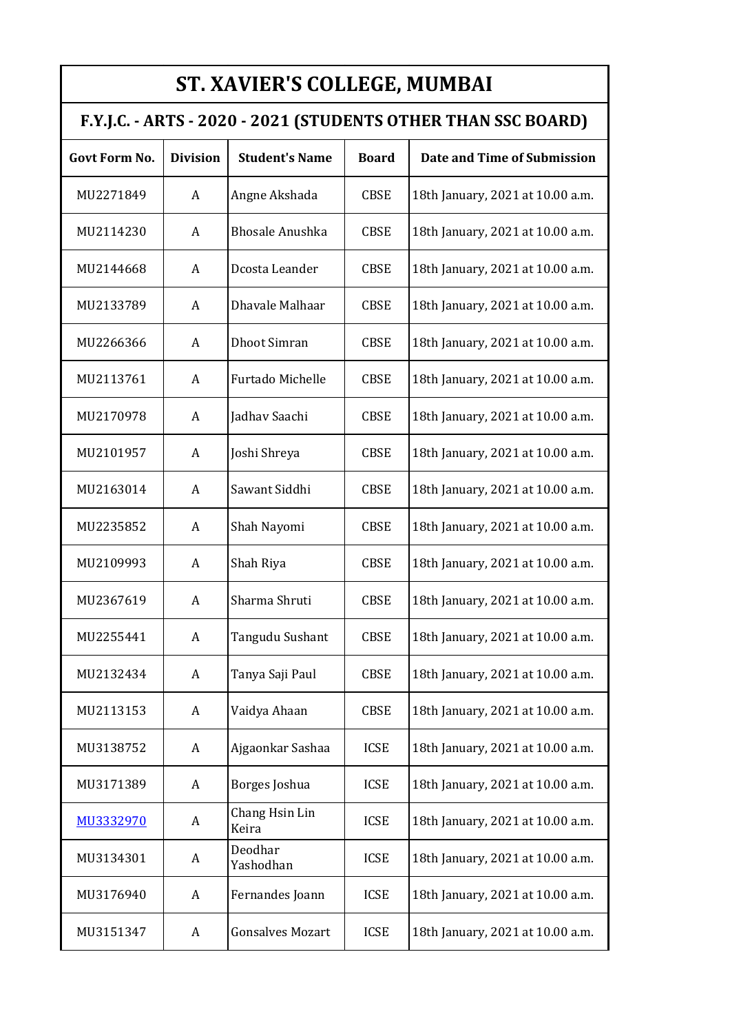# ST. XAVIER'S COLLEGE, MUMBAI

## F.Y.J.C. - ARTS - 2020 - 2021 (STUDENTS OTHER THAN SSC BOARD)

| Govt Form No. | Division | Student's Name | Board | Date and Time of Submission |
|---|---|---|---|---|
| MU2271849 | A | Angne Akshada | CBSE | 18th January, 2021 at 10.00 a.m. |
| MU2114230 | A | Bhosale Anushka | CBSE | 18th January, 2021 at 10.00 a.m. |
| MU2144668 | A | Dcosta Leander | CBSE | 18th January, 2021 at 10.00 a.m. |
| MU2133789 | A | Dhavale Malhaar | CBSE | 18th January, 2021 at 10.00 a.m. |
| MU2266366 | A | Dhoot Simran | CBSE | 18th January, 2021 at 10.00 a.m. |
| MU2113761 | A | Furtado Michelle | CBSE | 18th January, 2021 at 10.00 a.m. |
| MU2170978 | A | Jadhav Saachi | CBSE | 18th January, 2021 at 10.00 a.m. |
| MU2101957 | A | Joshi Shreya | CBSE | 18th January, 2021 at 10.00 a.m. |
| MU2163014 | A | Sawant Siddhi | CBSE | 18th January, 2021 at 10.00 a.m. |
| MU2235852 | A | Shah Nayomi | CBSE | 18th January, 2021 at 10.00 a.m. |
| MU2109993 | A | Shah Riya | CBSE | 18th January, 2021 at 10.00 a.m. |
| MU2367619 | A | Sharma Shruti | CBSE | 18th January, 2021 at 10.00 a.m. |
| MU2255441 | A | Tangudu Sushant | CBSE | 18th January, 2021 at 10.00 a.m. |
| MU2132434 | A | Tanya Saji Paul | CBSE | 18th January, 2021 at 10.00 a.m. |
| MU2113153 | A | Vaidya Ahaan | CBSE | 18th January, 2021 at 10.00 a.m. |
| MU3138752 | A | Ajgaonkar Sashaa | ICSE | 18th January, 2021 at 10.00 a.m. |
| MU3171389 | A | Borges Joshua | ICSE | 18th January, 2021 at 10.00 a.m. |
| MU3332970 | A | Chang Hsin Lin Keira | ICSE | 18th January, 2021 at 10.00 a.m. |
| MU3134301 | A | Deodhar Yashodhan | ICSE | 18th January, 2021 at 10.00 a.m. |
| MU3176940 | A | Fernandes Joann | ICSE | 18th January, 2021 at 10.00 a.m. |
| MU3151347 | A | Gonsalves Mozart | ICSE | 18th January, 2021 at 10.00 a.m. |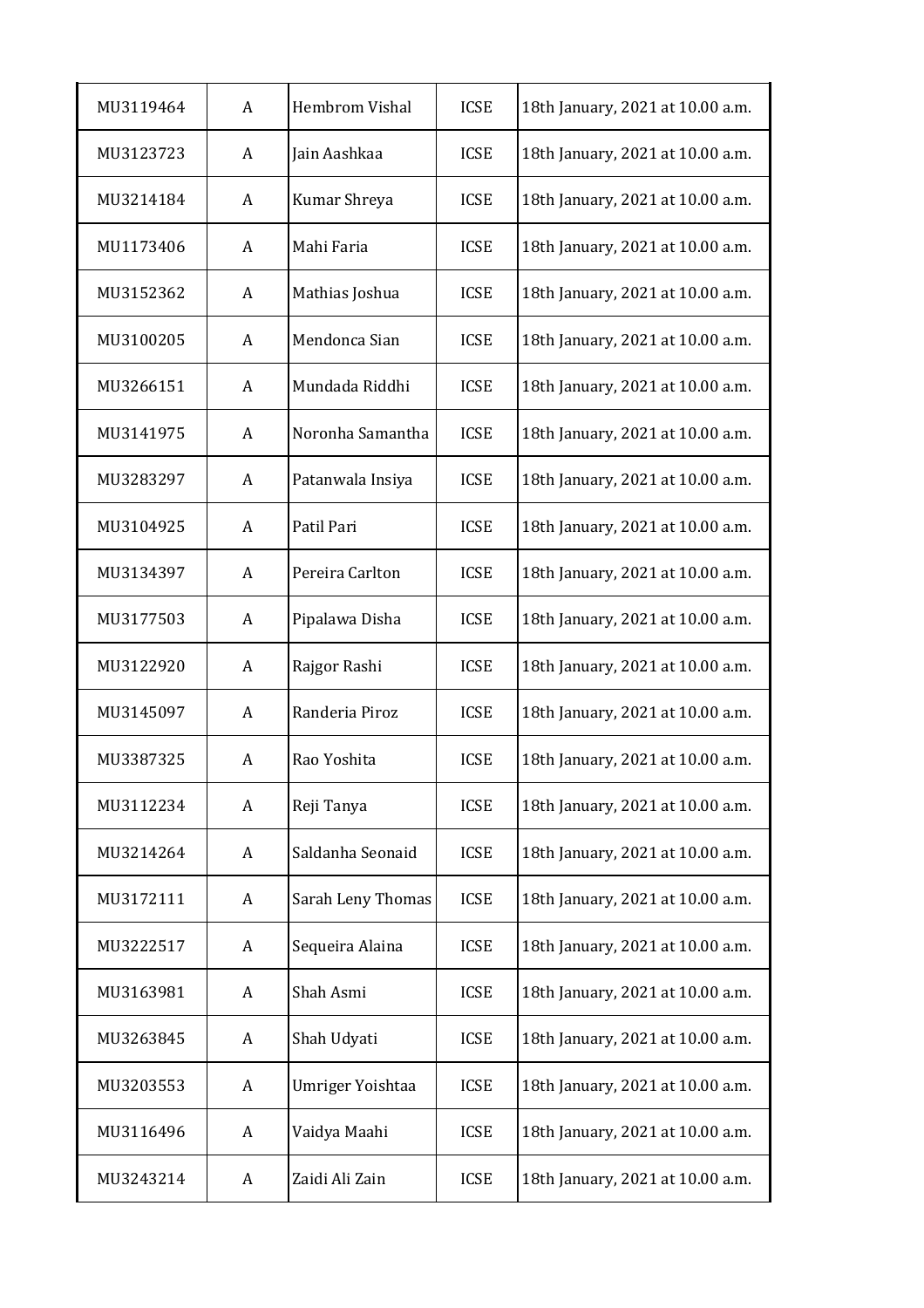| | | | | |
|---|---|---|---|---|
| MU3119464 | A | Hembrom Vishal | ICSE | 18th January, 2021 at 10.00 a.m. |
| MU3123723 | A | Jain Aashkaa | ICSE | 18th January, 2021 at 10.00 a.m. |
| MU3214184 | A | Kumar Shreya | ICSE | 18th January, 2021 at 10.00 a.m. |
| MU1173406 | A | Mahi Faria | ICSE | 18th January, 2021 at 10.00 a.m. |
| MU3152362 | A | Mathias Joshua | ICSE | 18th January, 2021 at 10.00 a.m. |
| MU3100205 | A | Mendonca Sian | ICSE | 18th January, 2021 at 10.00 a.m. |
| MU3266151 | A | Mundada Riddhi | ICSE | 18th January, 2021 at 10.00 a.m. |
| MU3141975 | A | Noronha Samantha | ICSE | 18th January, 2021 at 10.00 a.m. |
| MU3283297 | A | Patanwala Insiya | ICSE | 18th January, 2021 at 10.00 a.m. |
| MU3104925 | A | Patil Pari | ICSE | 18th January, 2021 at 10.00 a.m. |
| MU3134397 | A | Pereira Carlton | ICSE | 18th January, 2021 at 10.00 a.m. |
| MU3177503 | A | Pipalawa Disha | ICSE | 18th January, 2021 at 10.00 a.m. |
| MU3122920 | A | Rajgor Rashi | ICSE | 18th January, 2021 at 10.00 a.m. |
| MU3145097 | A | Randeria Piroz | ICSE | 18th January, 2021 at 10.00 a.m. |
| MU3387325 | A | Rao Yoshita | ICSE | 18th January, 2021 at 10.00 a.m. |
| MU3112234 | A | Reji Tanya | ICSE | 18th January, 2021 at 10.00 a.m. |
| MU3214264 | A | Saldanha Seonaid | ICSE | 18th January, 2021 at 10.00 a.m. |
| MU3172111 | A | Sarah Leny Thomas | ICSE | 18th January, 2021 at 10.00 a.m. |
| MU3222517 | A | Sequeira Alaina | ICSE | 18th January, 2021 at 10.00 a.m. |
| MU3163981 | A | Shah Asmi | ICSE | 18th January, 2021 at 10.00 a.m. |
| MU3263845 | A | Shah Udyati | ICSE | 18th January, 2021 at 10.00 a.m. |
| MU3203553 | A | Umriger Yoishtaa | ICSE | 18th January, 2021 at 10.00 a.m. |
| MU3116496 | A | Vaidya Maahi | ICSE | 18th January, 2021 at 10.00 a.m. |
| MU3243214 | A | Zaidi Ali Zain | ICSE | 18th January, 2021 at 10.00 a.m. |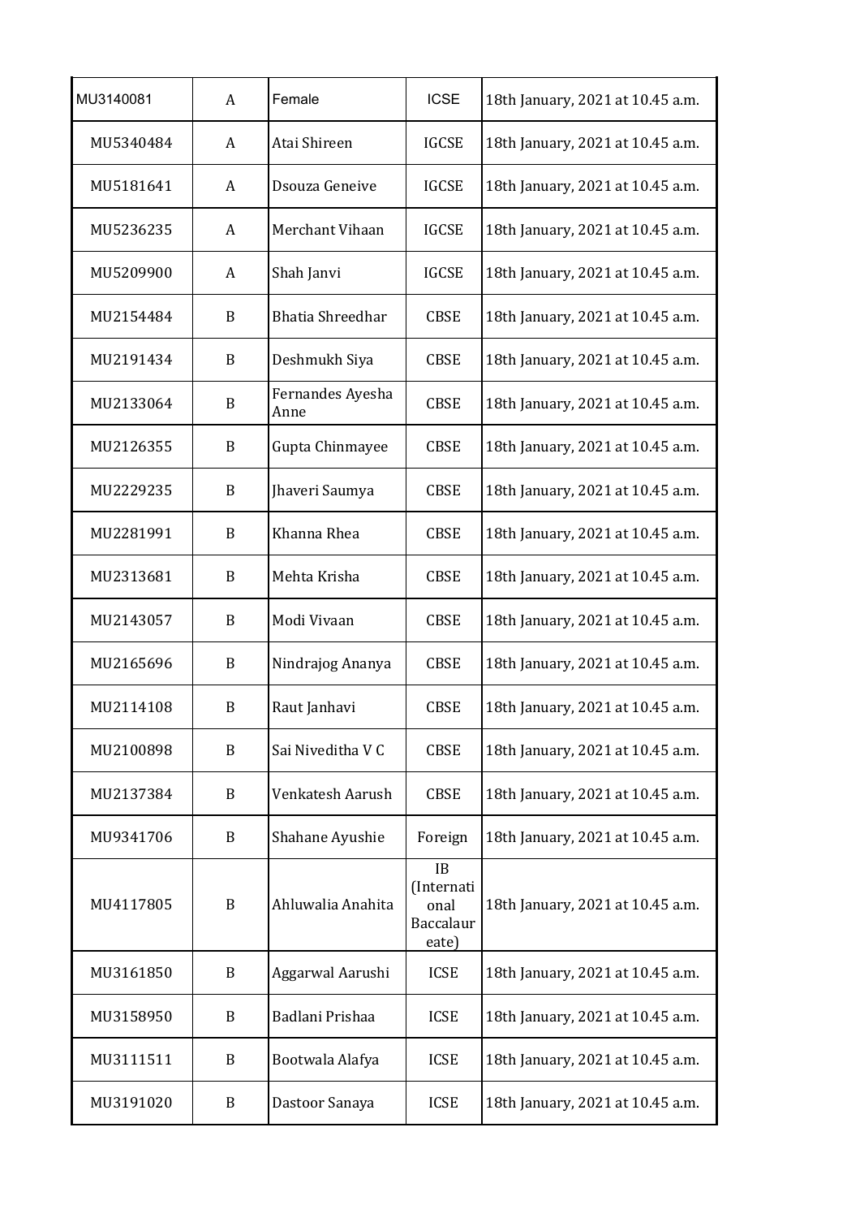| MU3140081 | A | Female | ICSE | 18th January, 2021 at 10.45 a.m. |
|---|---|---|---|---|
| MU5340484 | A | Atai Shireen | IGCSE | 18th January, 2021 at 10.45 a.m. |
| MU5181641 | A | Dsouza Geneive | IGCSE | 18th January, 2021 at 10.45 a.m. |
| MU5236235 | A | Merchant Vihaan | IGCSE | 18th January, 2021 at 10.45 a.m. |
| MU5209900 | A | Shah Janvi | IGCSE | 18th January, 2021 at 10.45 a.m. |
| MU2154484 | B | Bhatia Shreedhar | CBSE | 18th January, 2021 at 10.45 a.m. |
| MU2191434 | B | Deshmukh Siya | CBSE | 18th January, 2021 at 10.45 a.m. |
| MU2133064 | B | Fernandes Ayesha Anne | CBSE | 18th January, 2021 at 10.45 a.m. |
| MU2126355 | B | Gupta Chinmayee | CBSE | 18th January, 2021 at 10.45 a.m. |
| MU2229235 | B | Jhaveri Saumya | CBSE | 18th January, 2021 at 10.45 a.m. |
| MU2281991 | B | Khanna Rhea | CBSE | 18th January, 2021 at 10.45 a.m. |
| MU2313681 | B | Mehta Krisha | CBSE | 18th January, 2021 at 10.45 a.m. |
| MU2143057 | B | Modi Vivaan | CBSE | 18th January, 2021 at 10.45 a.m. |
| MU2165696 | B | Nindrajog Ananya | CBSE | 18th January, 2021 at 10.45 a.m. |
| MU2114108 | B | Raut Janhavi | CBSE | 18th January, 2021 at 10.45 a.m. |
| MU2100898 | B | Sai Niveditha V C | CBSE | 18th January, 2021 at 10.45 a.m. |
| MU2137384 | B | Venkatesh Aarush | CBSE | 18th January, 2021 at 10.45 a.m. |
| MU9341706 | B | Shahane Ayushie | Foreign | 18th January, 2021 at 10.45 a.m. |
| MU4117805 | B | Ahluwalia Anahita | IB (International Baccalaureate) | 18th January, 2021 at 10.45 a.m. |
| MU3161850 | B | Aggarwal Aarushi | ICSE | 18th January, 2021 at 10.45 a.m. |
| MU3158950 | B | Badlani Prishaa | ICSE | 18th January, 2021 at 10.45 a.m. |
| MU3111511 | B | Bootwala Alafya | ICSE | 18th January, 2021 at 10.45 a.m. |
| MU3191020 | B | Dastoor Sanaya | ICSE | 18th January, 2021 at 10.45 a.m. |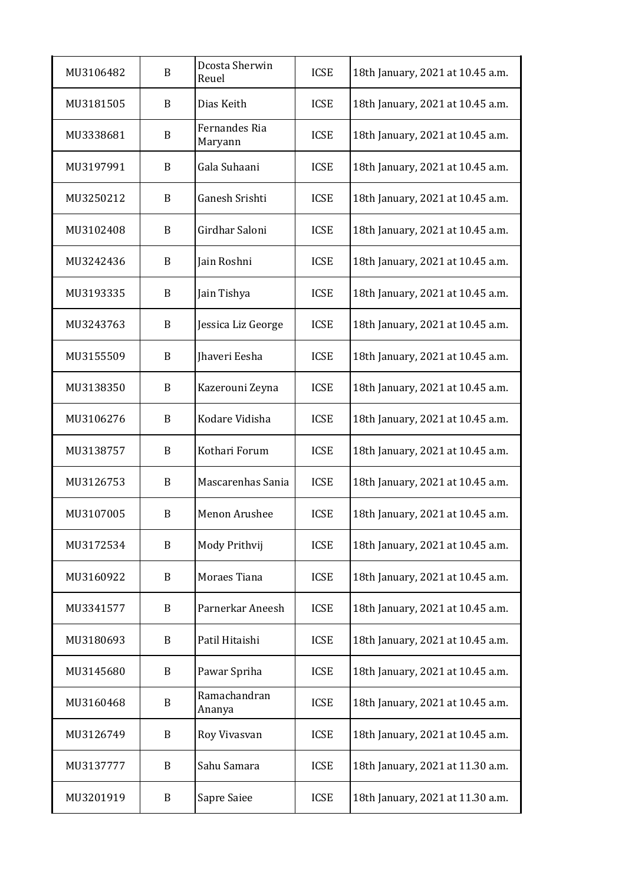| | | | | |
|---|---|---|---|---|
| MU3106482 | B | Dcosta Sherwin Reuel | ICSE | 18th January, 2021 at 10.45 a.m. |
| MU3181505 | B | Dias Keith | ICSE | 18th January, 2021 at 10.45 a.m. |
| MU3338681 | B | Fernandes Ria Maryann | ICSE | 18th January, 2021 at 10.45 a.m. |
| MU3197991 | B | Gala Suhaani | ICSE | 18th January, 2021 at 10.45 a.m. |
| MU3250212 | B | Ganesh Srishti | ICSE | 18th January, 2021 at 10.45 a.m. |
| MU3102408 | B | Girdhar Saloni | ICSE | 18th January, 2021 at 10.45 a.m. |
| MU3242436 | B | Jain Roshni | ICSE | 18th January, 2021 at 10.45 a.m. |
| MU3193335 | B | Jain Tishya | ICSE | 18th January, 2021 at 10.45 a.m. |
| MU3243763 | B | Jessica Liz George | ICSE | 18th January, 2021 at 10.45 a.m. |
| MU3155509 | B | Jhaveri Eesha | ICSE | 18th January, 2021 at 10.45 a.m. |
| MU3138350 | B | Kazerouni Zeyna | ICSE | 18th January, 2021 at 10.45 a.m. |
| MU3106276 | B | Kodare Vidisha | ICSE | 18th January, 2021 at 10.45 a.m. |
| MU3138757 | B | Kothari Forum | ICSE | 18th January, 2021 at 10.45 a.m. |
| MU3126753 | B | Mascarenhas Sania | ICSE | 18th January, 2021 at 10.45 a.m. |
| MU3107005 | B | Menon Arushee | ICSE | 18th January, 2021 at 10.45 a.m. |
| MU3172534 | B | Mody Prithvij | ICSE | 18th January, 2021 at 10.45 a.m. |
| MU3160922 | B | Moraes Tiana | ICSE | 18th January, 2021 at 10.45 a.m. |
| MU3341577 | B | Parnerkar Aneesh | ICSE | 18th January, 2021 at 10.45 a.m. |
| MU3180693 | B | Patil Hitaishi | ICSE | 18th January, 2021 at 10.45 a.m. |
| MU3145680 | B | Pawar Spriha | ICSE | 18th January, 2021 at 10.45 a.m. |
| MU3160468 | B | Ramachandran Ananya | ICSE | 18th January, 2021 at 10.45 a.m. |
| MU3126749 | B | Roy Vivasvan | ICSE | 18th January, 2021 at 10.45 a.m. |
| MU3137777 | B | Sahu Samara | ICSE | 18th January, 2021 at 11.30 a.m. |
| MU3201919 | B | Sapre Saiee | ICSE | 18th January, 2021 at 11.30 a.m. |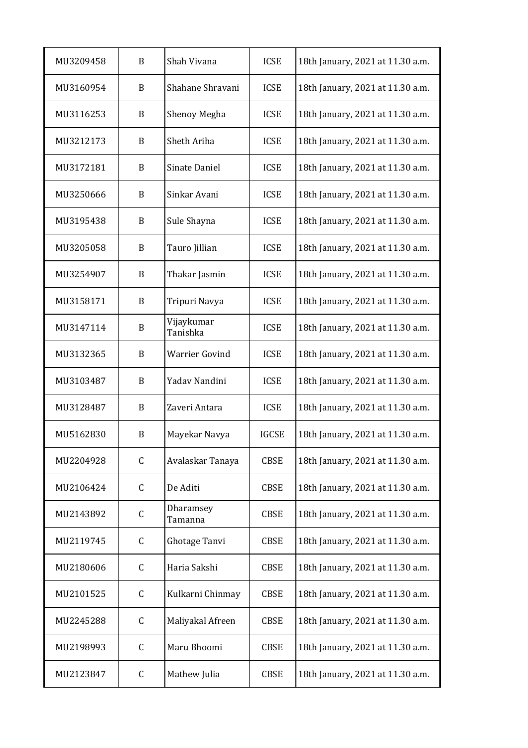| MU3209458 | B | Shah Vivana | ICSE | 18th January, 2021 at 11.30 a.m. |
|---|---|---|---|---|
| MU3160954 | B | Shahane Shravani | ICSE | 18th January, 2021 at 11.30 a.m. |
| MU3116253 | B | Shenoy Megha | ICSE | 18th January, 2021 at 11.30 a.m. |
| MU3212173 | B | Sheth Ariha | ICSE | 18th January, 2021 at 11.30 a.m. |
| MU3172181 | B | Sinate Daniel | ICSE | 18th January, 2021 at 11.30 a.m. |
| MU3250666 | B | Sinkar Avani | ICSE | 18th January, 2021 at 11.30 a.m. |
| MU3195438 | B | Sule Shayna | ICSE | 18th January, 2021 at 11.30 a.m. |
| MU3205058 | B | Tauro Jillian | ICSE | 18th January, 2021 at 11.30 a.m. |
| MU3254907 | B | Thakar Jasmin | ICSE | 18th January, 2021 at 11.30 a.m. |
| MU3158171 | B | Tripuri Navya | ICSE | 18th January, 2021 at 11.30 a.m. |
| MU3147114 | B | Vijaykumar Tanishka | ICSE | 18th January, 2021 at 11.30 a.m. |
| MU3132365 | B | Warrier Govind | ICSE | 18th January, 2021 at 11.30 a.m. |
| MU3103487 | B | Yadav Nandini | ICSE | 18th January, 2021 at 11.30 a.m. |
| MU3128487 | B | Zaveri Antara | ICSE | 18th January, 2021 at 11.30 a.m. |
| MU5162830 | B | Mayekar Navya | IGCSE | 18th January, 2021 at 11.30 a.m. |
| MU2204928 | C | Avalaskar Tanaya | CBSE | 18th January, 2021 at 11.30 a.m. |
| MU2106424 | C | De Aditi | CBSE | 18th January, 2021 at 11.30 a.m. |
| MU2143892 | C | Dharamsey Tamanna | CBSE | 18th January, 2021 at 11.30 a.m. |
| MU2119745 | C | Ghotage Tanvi | CBSE | 18th January, 2021 at 11.30 a.m. |
| MU2180606 | C | Haria Sakshi | CBSE | 18th January, 2021 at 11.30 a.m. |
| MU2101525 | C | Kulkarni Chinmay | CBSE | 18th January, 2021 at 11.30 a.m. |
| MU2245288 | C | Maliyakal Afreen | CBSE | 18th January, 2021 at 11.30 a.m. |
| MU2198993 | C | Maru Bhoomi | CBSE | 18th January, 2021 at 11.30 a.m. |
| MU2123847 | C | Mathew Julia | CBSE | 18th January, 2021 at 11.30 a.m. |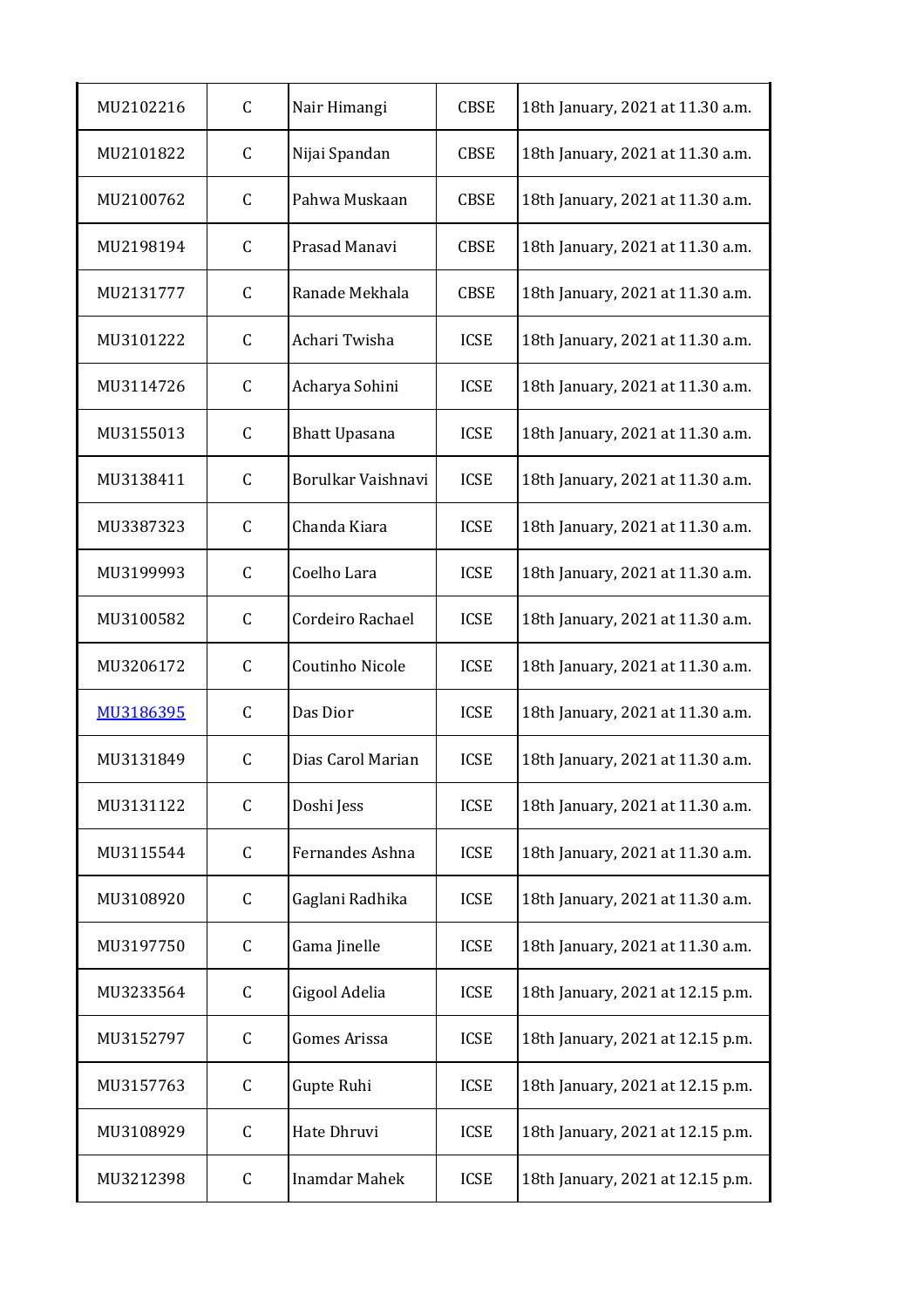| | | | | |
|---|---|---|---|---|
| MU2102216 | C | Nair Himangi | CBSE | 18th January, 2021 at 11.30 a.m. |
| MU2101822 | C | Nijai Spandan | CBSE | 18th January, 2021 at 11.30 a.m. |
| MU2100762 | C | Pahwa Muskaan | CBSE | 18th January, 2021 at 11.30 a.m. |
| MU2198194 | C | Prasad Manavi | CBSE | 18th January, 2021 at 11.30 a.m. |
| MU2131777 | C | Ranade Mekhala | CBSE | 18th January, 2021 at 11.30 a.m. |
| MU3101222 | C | Achari Twisha | ICSE | 18th January, 2021 at 11.30 a.m. |
| MU3114726 | C | Acharya Sohini | ICSE | 18th January, 2021 at 11.30 a.m. |
| MU3155013 | C | Bhatt Upasana | ICSE | 18th January, 2021 at 11.30 a.m. |
| MU3138411 | C | Borulkar Vaishnavi | ICSE | 18th January, 2021 at 11.30 a.m. |
| MU3387323 | C | Chanda Kiara | ICSE | 18th January, 2021 at 11.30 a.m. |
| MU3199993 | C | Coelho Lara | ICSE | 18th January, 2021 at 11.30 a.m. |
| MU3100582 | C | Cordeiro Rachael | ICSE | 18th January, 2021 at 11.30 a.m. |
| MU3206172 | C | Coutinho Nicole | ICSE | 18th January, 2021 at 11.30 a.m. |
| MU3186395 | C | Das Dior | ICSE | 18th January, 2021 at 11.30 a.m. |
| MU3131849 | C | Dias Carol Marian | ICSE | 18th January, 2021 at 11.30 a.m. |
| MU3131122 | C | Doshi Jess | ICSE | 18th January, 2021 at 11.30 a.m. |
| MU3115544 | C | Fernandes Ashna | ICSE | 18th January, 2021 at 11.30 a.m. |
| MU3108920 | C | Gaglani Radhika | ICSE | 18th January, 2021 at 11.30 a.m. |
| MU3197750 | C | Gama Jinelle | ICSE | 18th January, 2021 at 11.30 a.m. |
| MU3233564 | C | Gigool Adelia | ICSE | 18th January, 2021 at 12.15 p.m. |
| MU3152797 | C | Gomes Arissa | ICSE | 18th January, 2021 at 12.15 p.m. |
| MU3157763 | C | Gupte Ruhi | ICSE | 18th January, 2021 at 12.15 p.m. |
| MU3108929 | C | Hate Dhruvi | ICSE | 18th January, 2021 at 12.15 p.m. |
| MU3212398 | C | Inamdar Mahek | ICSE | 18th January, 2021 at 12.15 p.m. |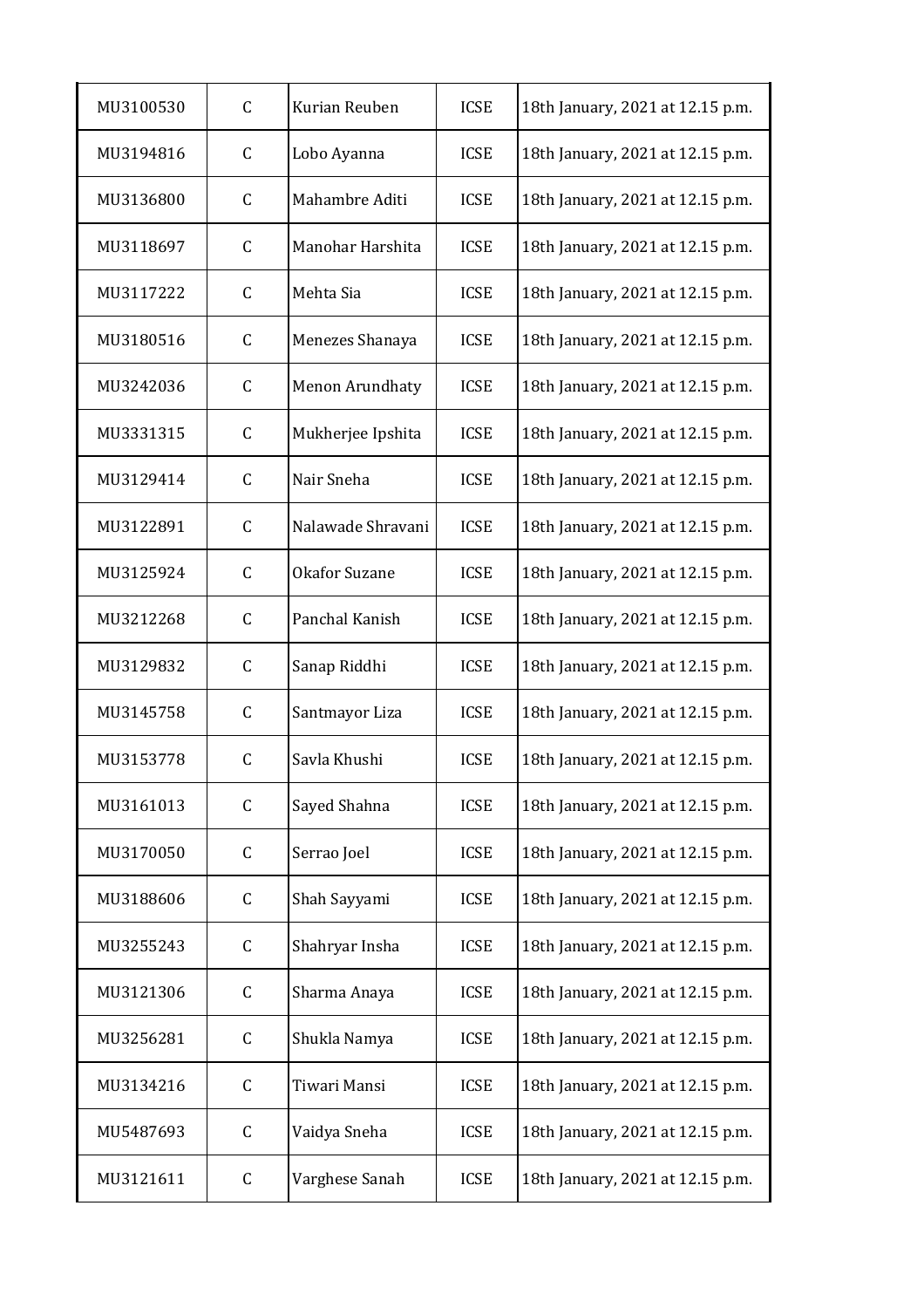| | | | | |
|---|---|---|---|---|
| MU3100530 | C | Kurian Reuben | ICSE | 18th January, 2021 at 12.15 p.m. |
| MU3194816 | C | Lobo Ayanna | ICSE | 18th January, 2021 at 12.15 p.m. |
| MU3136800 | C | Mahambre Aditi | ICSE | 18th January, 2021 at 12.15 p.m. |
| MU3118697 | C | Manohar Harshita | ICSE | 18th January, 2021 at 12.15 p.m. |
| MU3117222 | C | Mehta Sia | ICSE | 18th January, 2021 at 12.15 p.m. |
| MU3180516 | C | Menezes Shanaya | ICSE | 18th January, 2021 at 12.15 p.m. |
| MU3242036 | C | Menon Arundhaty | ICSE | 18th January, 2021 at 12.15 p.m. |
| MU3331315 | C | Mukherjee Ipshita | ICSE | 18th January, 2021 at 12.15 p.m. |
| MU3129414 | C | Nair Sneha | ICSE | 18th January, 2021 at 12.15 p.m. |
| MU3122891 | C | Nalawade Shravani | ICSE | 18th January, 2021 at 12.15 p.m. |
| MU3125924 | C | Okafor Suzane | ICSE | 18th January, 2021 at 12.15 p.m. |
| MU3212268 | C | Panchal Kanish | ICSE | 18th January, 2021 at 12.15 p.m. |
| MU3129832 | C | Sanap Riddhi | ICSE | 18th January, 2021 at 12.15 p.m. |
| MU3145758 | C | Santmayor Liza | ICSE | 18th January, 2021 at 12.15 p.m. |
| MU3153778 | C | Savla Khushi | ICSE | 18th January, 2021 at 12.15 p.m. |
| MU3161013 | C | Sayed Shahna | ICSE | 18th January, 2021 at 12.15 p.m. |
| MU3170050 | C | Serrao Joel | ICSE | 18th January, 2021 at 12.15 p.m. |
| MU3188606 | C | Shah Sayyami | ICSE | 18th January, 2021 at 12.15 p.m. |
| MU3255243 | C | Shahryar Insha | ICSE | 18th January, 2021 at 12.15 p.m. |
| MU3121306 | C | Sharma Anaya | ICSE | 18th January, 2021 at 12.15 p.m. |
| MU3256281 | C | Shukla Namya | ICSE | 18th January, 2021 at 12.15 p.m. |
| MU3134216 | C | Tiwari Mansi | ICSE | 18th January, 2021 at 12.15 p.m. |
| MU5487693 | C | Vaidya Sneha | ICSE | 18th January, 2021 at 12.15 p.m. |
| MU3121611 | C | Varghese Sanah | ICSE | 18th January, 2021 at 12.15 p.m. |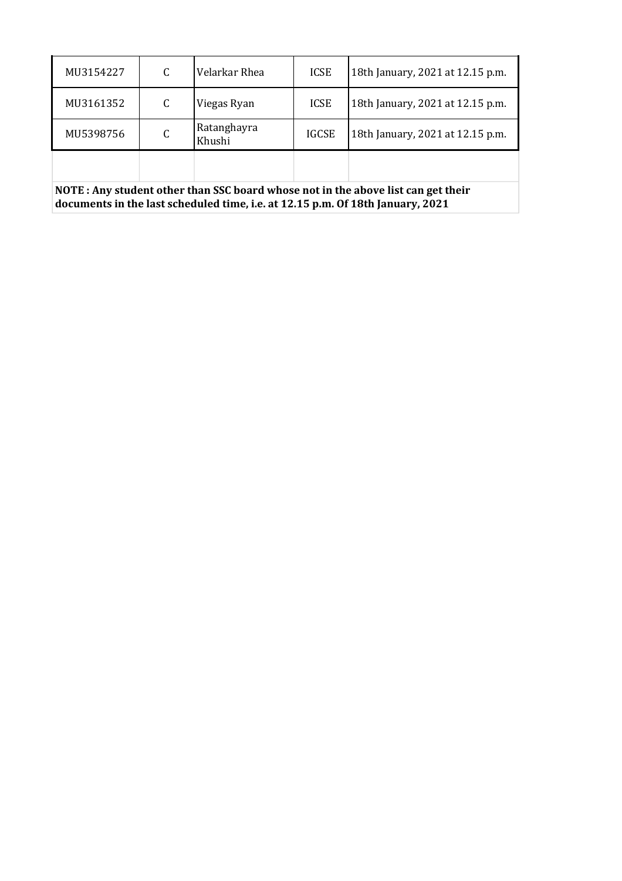| | | | | |
|---|---|---|---|---|
| MU3154227 | C | Velarkar Rhea | ICSE | 18th January, 2021 at 12.15 p.m. |
| MU3161352 | C | Viegas Ryan | ICSE | 18th January, 2021 at 12.15 p.m. |
| MU5398756 | C | Ratanghayra Khushi | IGCSE | 18th January, 2021 at 12.15 p.m. |
| | | | | |

**NOTE : Any student other than SSC board whose not in the above list can get their documents in the last scheduled time, i.e. at 12.15 p.m. Of 18th January, 2021**